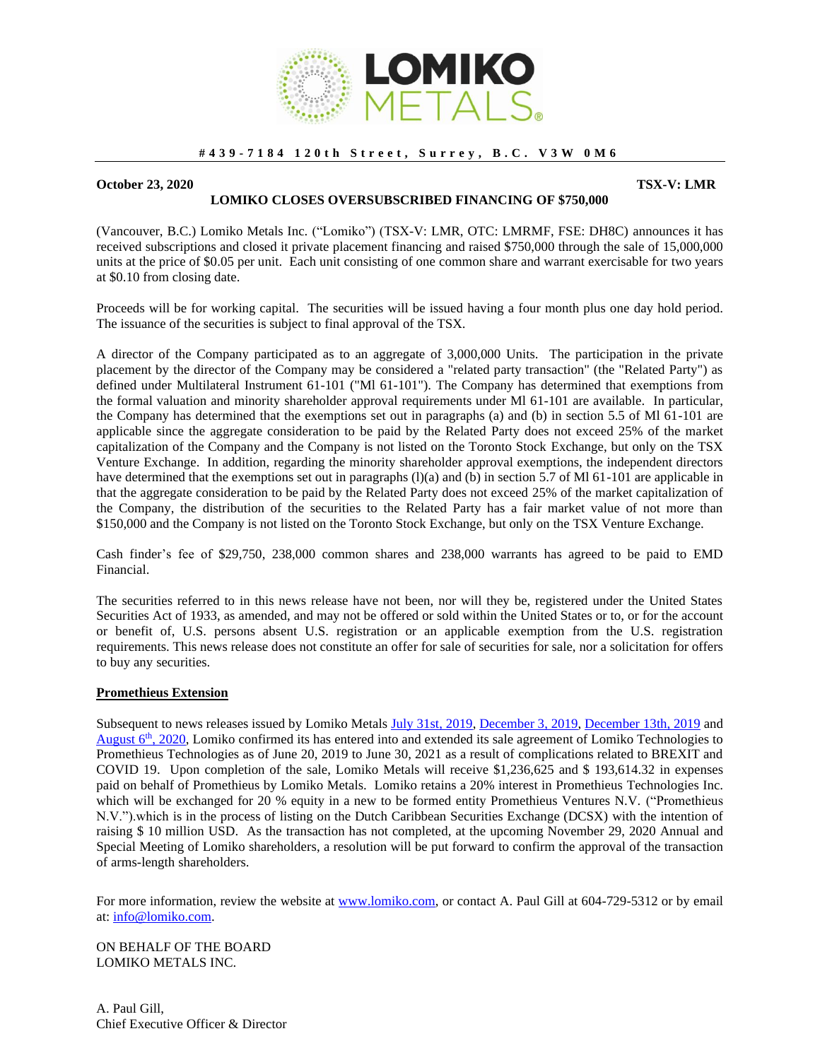**#439-7184 120th Street, Surrey, B.C. V3W 0M6**

**October 23, 2020** **TSX-V: LMR**

## LOMIKO CLOSES OVERSUBSCRIBED FINANCING OF $750,000

(Vancouver, B.C.) Lomiko Metals Inc. ("Lomiko") (TSX-V: LMR, OTC: LMRMF, FSE: DH8C) announces it has received subscriptions and closed it private placement financing and raised $750,000 through the sale of 15,000,000 units at the price of $0.05 per unit. Each unit consisting of one common share and warrant exercisable for two years at $0.10 from closing date.

Proceeds will be for working capital. The securities will be issued having a four month plus one day hold period. The issuance of the securities is subject to final approval of the TSX.

A director of the Company participated as to an aggregate of 3,000,000 Units. The participation in the private placement by the director of the Company may be considered a "related party transaction" (the "Related Party") as defined under Multilateral Instrument 61-101 ("Ml 61-101"). The Company has determined that exemptions from the formal valuation and minority shareholder approval requirements under Ml 61-101 are available. In particular, the Company has determined that the exemptions set out in paragraphs (a) and (b) in section 5.5 of Ml 61-101 are applicable since the aggregate consideration to be paid by the Related Party does not exceed 25% of the market capitalization of the Company and the Company is not listed on the Toronto Stock Exchange, but only on the TSX Venture Exchange. In addition, regarding the minority shareholder approval exemptions, the independent directors have determined that the exemptions set out in paragraphs (l)(a) and (b) in section 5.7 of Ml 61-101 are applicable in that the aggregate consideration to be paid by the Related Party does not exceed 25% of the market capitalization of the Company, the distribution of the securities to the Related Party has a fair market value of not more than $150,000 and the Company is not listed on the Toronto Stock Exchange, but only on the TSX Venture Exchange.

Cash finder's fee of $29,750, 238,000 common shares and 238,000 warrants has agreed to be paid to EMD Financial.

The securities referred to in this news release have not been, nor will they be, registered under the United States Securities Act of 1933, as amended, and may not be offered or sold within the United States or to, or for the account or benefit of, U.S. persons absent U.S. registration or an applicable exemption from the U.S. registration requirements. This news release does not constitute an offer for sale of securities for sale, nor a solicitation for offers to buy any securities.

**Promethieus Extension**

Subsequent to news releases issued by Lomiko Metals July 31st, 2019, December 3, 2019, December 13th, 2019 and August 6th, 2020, Lomiko confirmed its has entered into and extended its sale agreement of Lomiko Technologies to Promethieus Technologies as of June 20, 2019 to June 30, 2021 as a result of complications related to BREXIT and COVID 19. Upon completion of the sale, Lomiko Metals will receive $1,236,625 and $ 193,614.32 in expenses paid on behalf of Promethieus by Lomiko Metals. Lomiko retains a 20% interest in Promethieus Technologies Inc. which will be exchanged for 20 % equity in a new to be formed entity Promethieus Ventures N.V. ("Promethieus N.V.").which is in the process of listing on the Dutch Caribbean Securities Exchange (DCSX) with the intention of raising $ 10 million USD. As the transaction has not completed, at the upcoming November 29, 2020 Annual and Special Meeting of Lomiko shareholders, a resolution will be put forward to confirm the approval of the transaction of arms-length shareholders.

For more information, review the website at www.lomiko.com, or contact A. Paul Gill at 604-729-5312 or by email at: info@lomiko.com.

ON BEHALF OF THE BOARD
LOMIKO METALS INC.

A. Paul Gill,
Chief Executive Officer & Director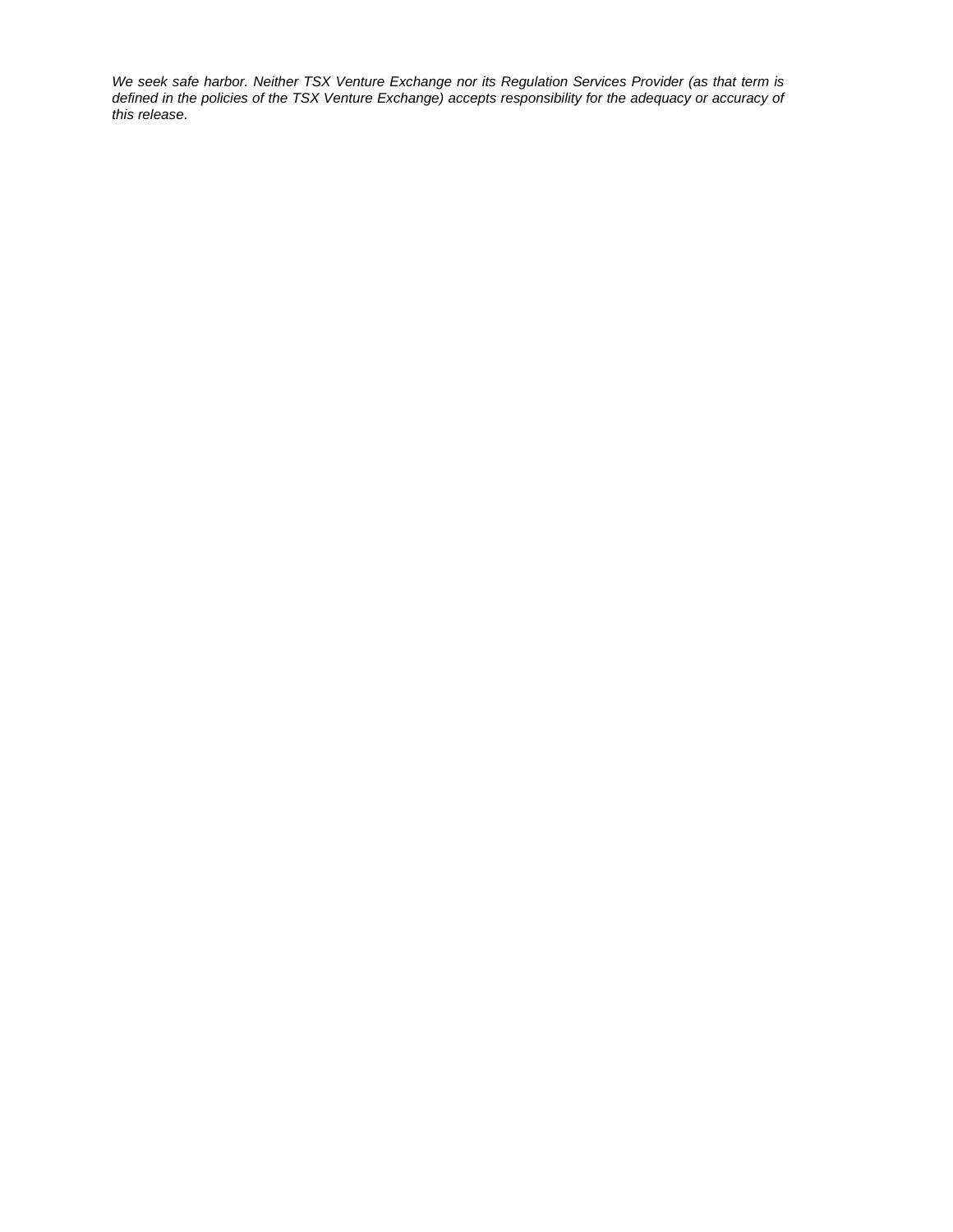*We seek safe harbor. Neither TSX Venture Exchange nor its Regulation Services Provider (as that term is defined in the policies of the TSX Venture Exchange) accepts responsibility for the adequacy or accuracy of this release*.